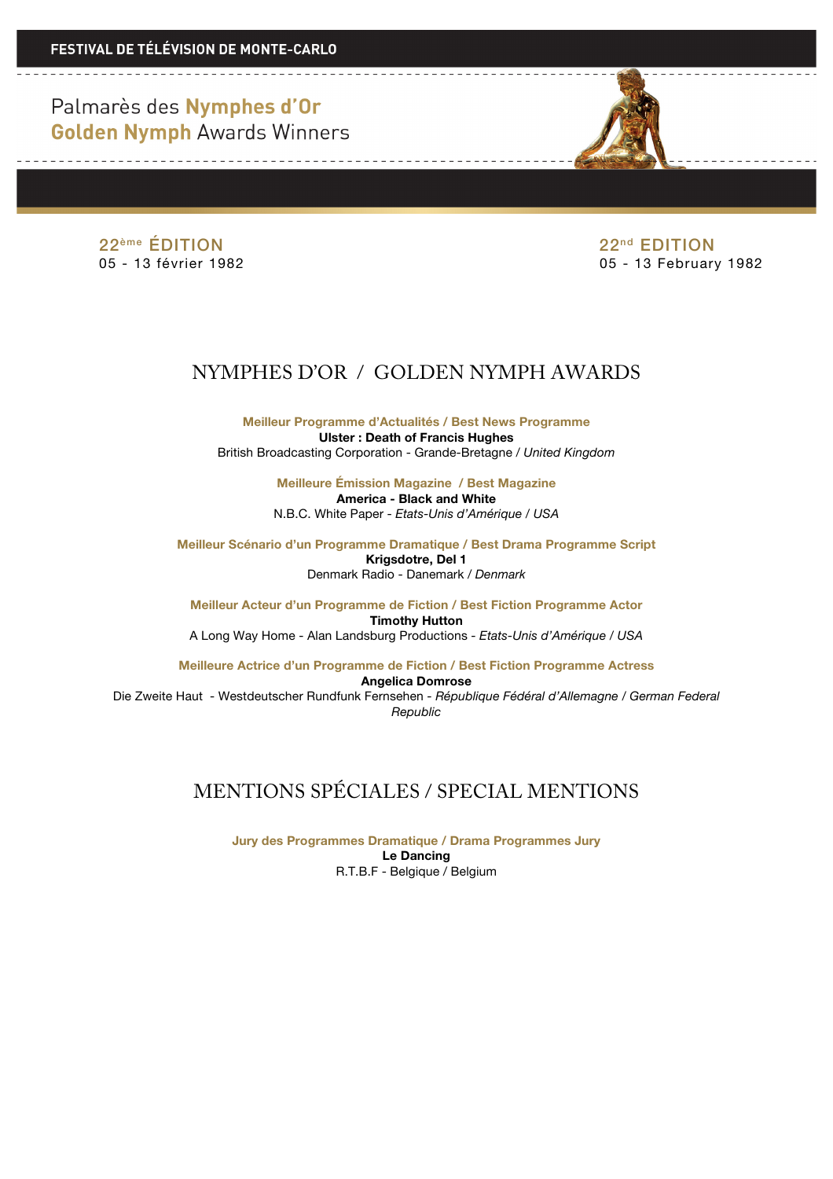**FESTIVAL DE TÉLÉVISION DE MONTE-CARLO**

# Palmarès des **Nymphes d'Or**
# **Golden Nymph** Awards Winners

22ème ÉDITION
05 - 13 février 1982

22nd EDITION
05 - 13 February 1982

## NYMPHES D'OR / GOLDEN NYMPH AWARDS

**Meilleur Programme d'Actualités / Best News Programme**
**Ulster : Death of Francis Hughes**
British Broadcasting Corporation - Grande-Bretagne / *United Kingdom*

**Meilleure Émission Magazine / Best Magazine**
**America - Black and White**
N.B.C. White Paper - *Etats-Unis d'Amérique / USA*

**Meilleur Scénario d'un Programme Dramatique / Best Drama Programme Script**
**Krigsdotre, Del 1**
Denmark Radio - Danemark / *Denmark*

**Meilleur Acteur d'un Programme de Fiction / Best Fiction Programme Actor**
**Timothy Hutton**
A Long Way Home - Alan Landsburg Productions - *Etats-Unis d'Amérique / USA*

**Meilleure Actrice d'un Programme de Fiction / Best Fiction Programme Actress**
**Angelica Domrose**
Die Zweite Haut - Westdeutscher Rundfunk Fernsehen - *République Fédéral d'Allemagne / German Federal Republic*

## MENTIONS SPÉCIALES / SPECIAL MENTIONS

**Jury des Programmes Dramatique / Drama Programmes Jury**
**Le Dancing**
R.T.B.F - Belgique / Belgium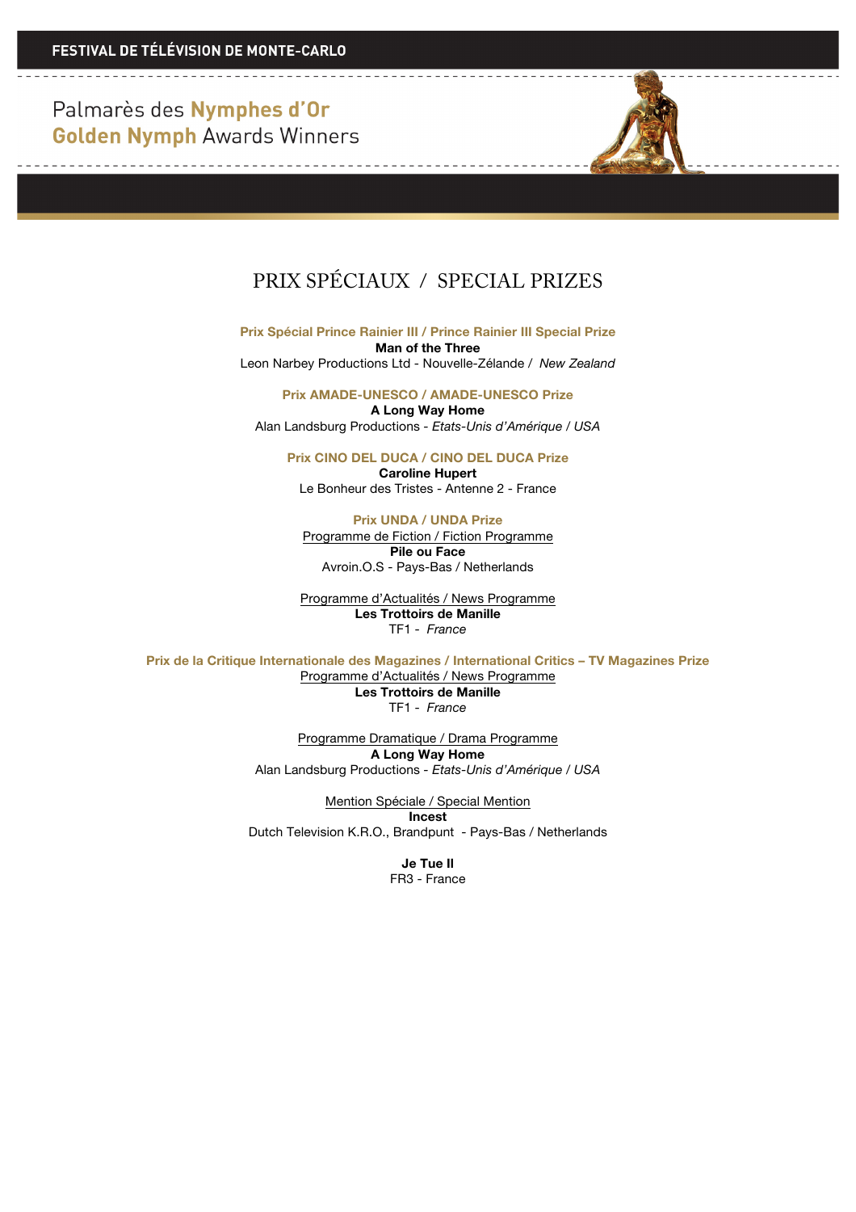FESTIVAL DE TÉLÉVISION DE MONTE-CARLO

Palmarès des **Nymphes d'Or**
**Golden Nymph** Awards Winners

# PRIX SPÉCIAUX / SPECIAL PRIZES

### Prix Spécial Prince Rainier III / Prince Rainier III Special Prize

**Man of the Three**
Leon Narbey Productions Ltd - Nouvelle-Zélande / *New Zealand*

### Prix AMADE-UNESCO / AMADE-UNESCO Prize

**A Long Way Home**
Alan Landsburg Productions - *Etats-Unis d'Amérique* / *USA*

### Prix CINO DEL DUCA / CINO DEL DUCA Prize

**Caroline Hupert**
Le Bonheur des Tristes - Antenne 2 - France

### Prix UNDA / UNDA Prize

Programme de Fiction / Fiction Programme
**Pile ou Face**
Avroin.O.S - Pays-Bas / Netherlands

Programme d'Actualités / News Programme
**Les Trottoirs de Manille**
TF1 - *France*

### Prix de la Critique Internationale des Magazines / International Critics – TV Magazines Prize

Programme d'Actualités / News Programme
**Les Trottoirs de Manille**
TF1 - *France*

Programme Dramatique / Drama Programme
**A Long Way Home**
Alan Landsburg Productions - *Etats-Unis d'Amérique* / *USA*

Mention Spéciale / Special Mention
**Incest**
Dutch Television K.R.O., Brandpunt - Pays-Bas / Netherlands

**Je Tue Il**
FR3 - France